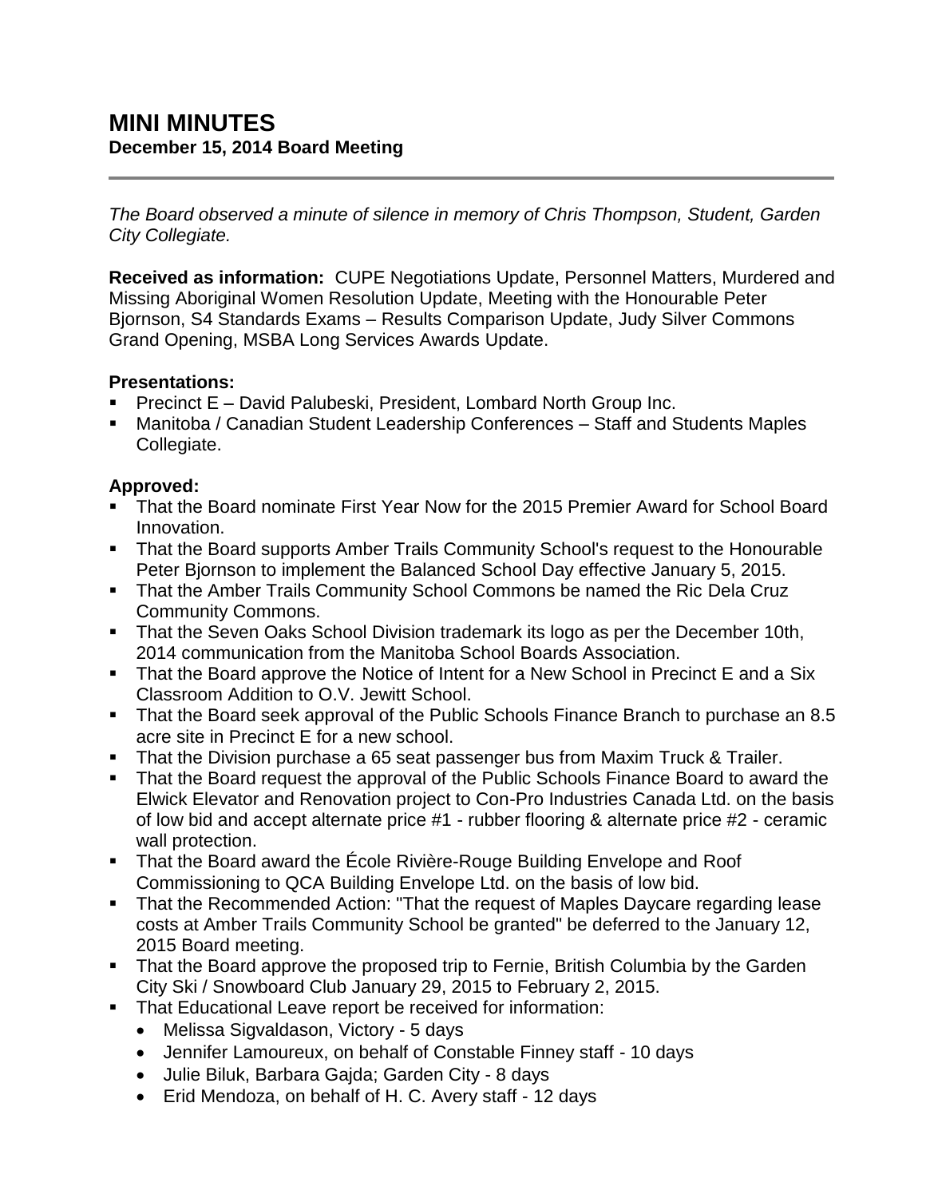# MINI MINUTES

**December 15, 2014 Board Meeting**

---

*The Board observed a minute of silence in memory of Chris Thompson, Student, Garden City Collegiate.*

**Received as information:** CUPE Negotiations Update, Personnel Matters, Murdered and Missing Aboriginal Women Resolution Update, Meeting with the Honourable Peter Bjornson, S4 Standards Exams – Results Comparison Update, Judy Silver Commons Grand Opening, MSBA Long Services Awards Update.

**Presentations:**

- Precinct E – David Palubeski, President, Lombard North Group Inc.
- Manitoba / Canadian Student Leadership Conferences – Staff and Students Maples Collegiate.

**Approved:**

- That the Board nominate First Year Now for the 2015 Premier Award for School Board Innovation.
- That the Board supports Amber Trails Community School's request to the Honourable Peter Bjornson to implement the Balanced School Day effective January 5, 2015.
- That the Amber Trails Community School Commons be named the Ric Dela Cruz Community Commons.
- That the Seven Oaks School Division trademark its logo as per the December 10th, 2014 communication from the Manitoba School Boards Association.
- That the Board approve the Notice of Intent for a New School in Precinct E and a Six Classroom Addition to O.V. Jewitt School.
- That the Board seek approval of the Public Schools Finance Branch to purchase an 8.5 acre site in Precinct E for a new school.
- That the Division purchase a 65 seat passenger bus from Maxim Truck & Trailer.
- That the Board request the approval of the Public Schools Finance Board to award the Elwick Elevator and Renovation project to Con-Pro Industries Canada Ltd. on the basis of low bid and accept alternate price #1 - rubber flooring & alternate price #2 - ceramic wall protection.
- That the Board award the École Rivière-Rouge Building Envelope and Roof Commissioning to QCA Building Envelope Ltd. on the basis of low bid.
- That the Recommended Action: "That the request of Maples Daycare regarding lease costs at Amber Trails Community School be granted" be deferred to the January 12, 2015 Board meeting.
- That the Board approve the proposed trip to Fernie, British Columbia by the Garden City Ski / Snowboard Club January 29, 2015 to February 2, 2015.
- That Educational Leave report be received for information:
  - Melissa Sigvaldason, Victory - 5 days
  - Jennifer Lamoureux, on behalf of Constable Finney staff - 10 days
  - Julie Biluk, Barbara Gajda; Garden City - 8 days
  - Erid Mendoza, on behalf of H. C. Avery staff - 12 days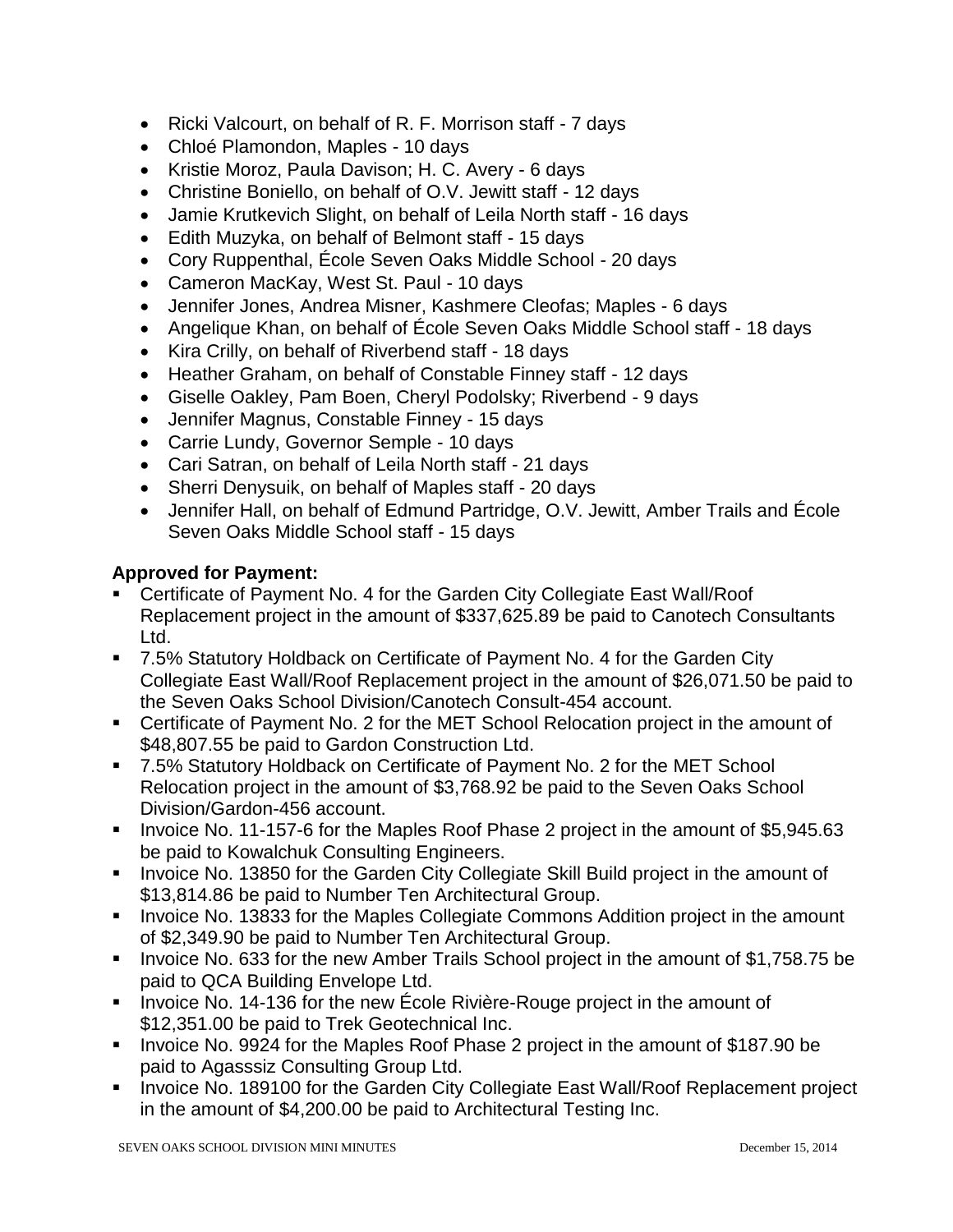- Ricki Valcourt, on behalf of R. F. Morrison staff - 7 days
- Chloé Plamondon, Maples - 10 days
- Kristie Moroz, Paula Davison; H. C. Avery - 6 days
- Christine Boniello, on behalf of O.V. Jewitt staff - 12 days
- Jamie Krutkevich Slight, on behalf of Leila North staff - 16 days
- Edith Muzyka, on behalf of Belmont staff - 15 days
- Cory Ruppenthal, École Seven Oaks Middle School - 20 days
- Cameron MacKay, West St. Paul - 10 days
- Jennifer Jones, Andrea Misner, Kashmere Cleofas; Maples - 6 days
- Angelique Khan, on behalf of École Seven Oaks Middle School staff - 18 days
- Kira Crilly, on behalf of Riverbend staff - 18 days
- Heather Graham, on behalf of Constable Finney staff - 12 days
- Giselle Oakley, Pam Boen, Cheryl Podolsky; Riverbend - 9 days
- Jennifer Magnus, Constable Finney - 15 days
- Carrie Lundy, Governor Semple - 10 days
- Cari Satran, on behalf of Leila North staff - 21 days
- Sherri Denysuik, on behalf of Maples staff - 20 days
- Jennifer Hall, on behalf of Edmund Partridge, O.V. Jewitt, Amber Trails and École Seven Oaks Middle School staff - 15 days

**Approved for Payment:**

- Certificate of Payment No. 4 for the Garden City Collegiate East Wall/Roof Replacement project in the amount of $337,625.89 be paid to Canotech Consultants Ltd.
- 7.5% Statutory Holdback on Certificate of Payment No. 4 for the Garden City Collegiate East Wall/Roof Replacement project in the amount of $26,071.50 be paid to the Seven Oaks School Division/Canotech Consult-454 account.
- Certificate of Payment No. 2 for the MET School Relocation project in the amount of $48,807.55 be paid to Gardon Construction Ltd.
- 7.5% Statutory Holdback on Certificate of Payment No. 2 for the MET School Relocation project in the amount of $3,768.92 be paid to the Seven Oaks School Division/Gardon-456 account.
- Invoice No. 11-157-6 for the Maples Roof Phase 2 project in the amount of $5,945.63 be paid to Kowalchuk Consulting Engineers.
- Invoice No. 13850 for the Garden City Collegiate Skill Build project in the amount of $13,814.86 be paid to Number Ten Architectural Group.
- Invoice No. 13833 for the Maples Collegiate Commons Addition project in the amount of $2,349.90 be paid to Number Ten Architectural Group.
- Invoice No. 633 for the new Amber Trails School project in the amount of $1,758.75 be paid to QCA Building Envelope Ltd.
- Invoice No. 14-136 for the new École Rivière-Rouge project in the amount of $12,351.00 be paid to Trek Geotechnical Inc.
- Invoice No. 9924 for the Maples Roof Phase 2 project in the amount of $187.90 be paid to Agasssiz Consulting Group Ltd.
- Invoice No. 189100 for the Garden City Collegiate East Wall/Roof Replacement project in the amount of $4,200.00 be paid to Architectural Testing Inc.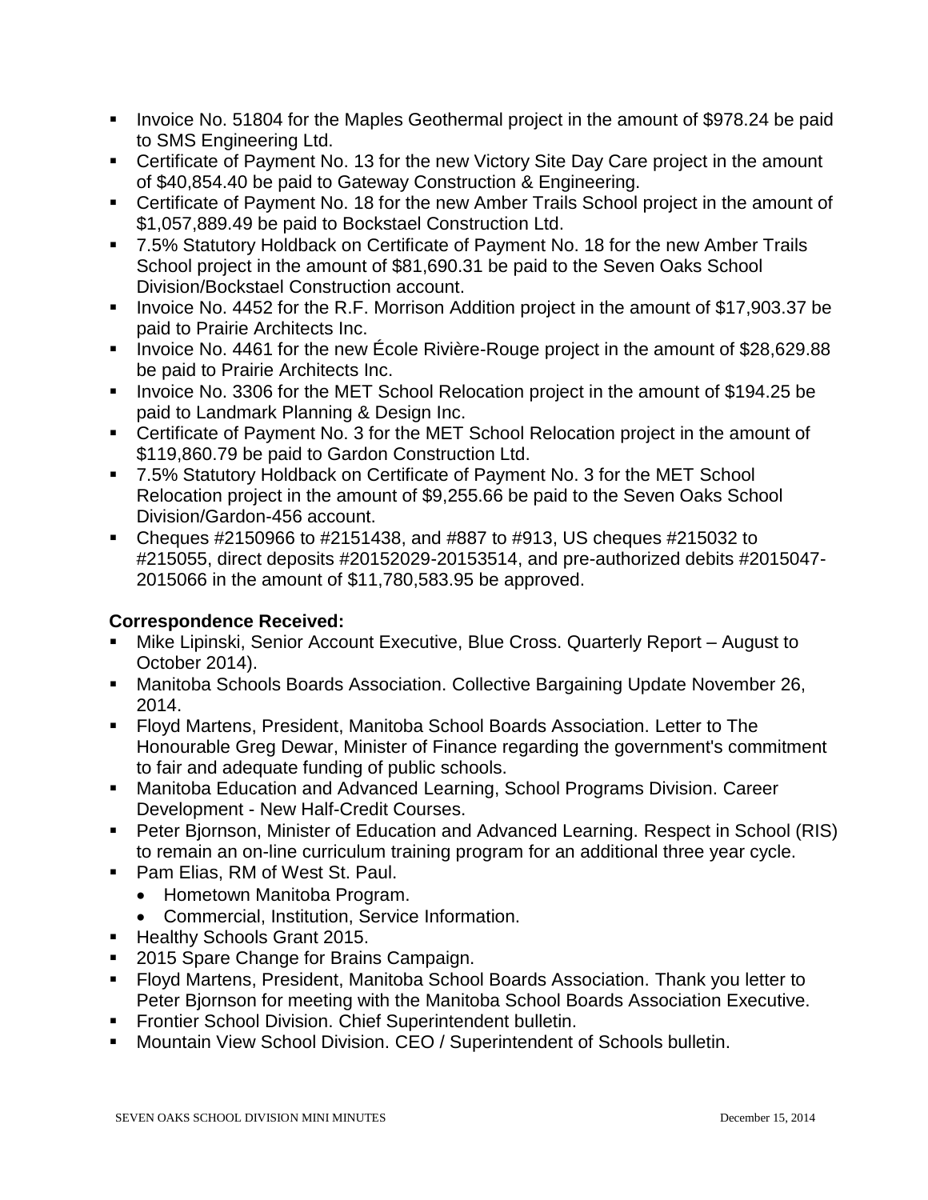- Invoice No. 51804 for the Maples Geothermal project in the amount of $978.24 be paid to SMS Engineering Ltd.
- Certificate of Payment No. 13 for the new Victory Site Day Care project in the amount of $40,854.40 be paid to Gateway Construction & Engineering.
- Certificate of Payment No. 18 for the new Amber Trails School project in the amount of $1,057,889.49 be paid to Bockstael Construction Ltd.
- 7.5% Statutory Holdback on Certificate of Payment No. 18 for the new Amber Trails School project in the amount of $81,690.31 be paid to the Seven Oaks School Division/Bockstael Construction account.
- Invoice No. 4452 for the R.F. Morrison Addition project in the amount of $17,903.37 be paid to Prairie Architects Inc.
- Invoice No. 4461 for the new École Rivière-Rouge project in the amount of $28,629.88 be paid to Prairie Architects Inc.
- Invoice No. 3306 for the MET School Relocation project in the amount of $194.25 be paid to Landmark Planning & Design Inc.
- Certificate of Payment No. 3 for the MET School Relocation project in the amount of $119,860.79 be paid to Gardon Construction Ltd.
- 7.5% Statutory Holdback on Certificate of Payment No. 3 for the MET School Relocation project in the amount of $9,255.66 be paid to the Seven Oaks School Division/Gardon-456 account.
- Cheques #2150966 to #2151438, and #887 to #913, US cheques #215032 to #215055, direct deposits #20152029-20153514, and pre-authorized debits #2015047-2015066 in the amount of $11,780,583.95 be approved.

**Correspondence Received:**

- Mike Lipinski, Senior Account Executive, Blue Cross. Quarterly Report – August to October 2014).
- Manitoba Schools Boards Association. Collective Bargaining Update November 26, 2014.
- Floyd Martens, President, Manitoba School Boards Association. Letter to The Honourable Greg Dewar, Minister of Finance regarding the government's commitment to fair and adequate funding of public schools.
- Manitoba Education and Advanced Learning, School Programs Division. Career Development - New Half-Credit Courses.
- Peter Bjornson, Minister of Education and Advanced Learning. Respect in School (RIS) to remain an on-line curriculum training program for an additional three year cycle.
- Pam Elias, RM of West St. Paul.
  - Hometown Manitoba Program.
  - Commercial, Institution, Service Information.
- Healthy Schools Grant 2015.
- 2015 Spare Change for Brains Campaign.
- Floyd Martens, President, Manitoba School Boards Association. Thank you letter to Peter Bjornson for meeting with the Manitoba School Boards Association Executive.
- Frontier School Division. Chief Superintendent bulletin.
- Mountain View School Division. CEO / Superintendent of Schools bulletin.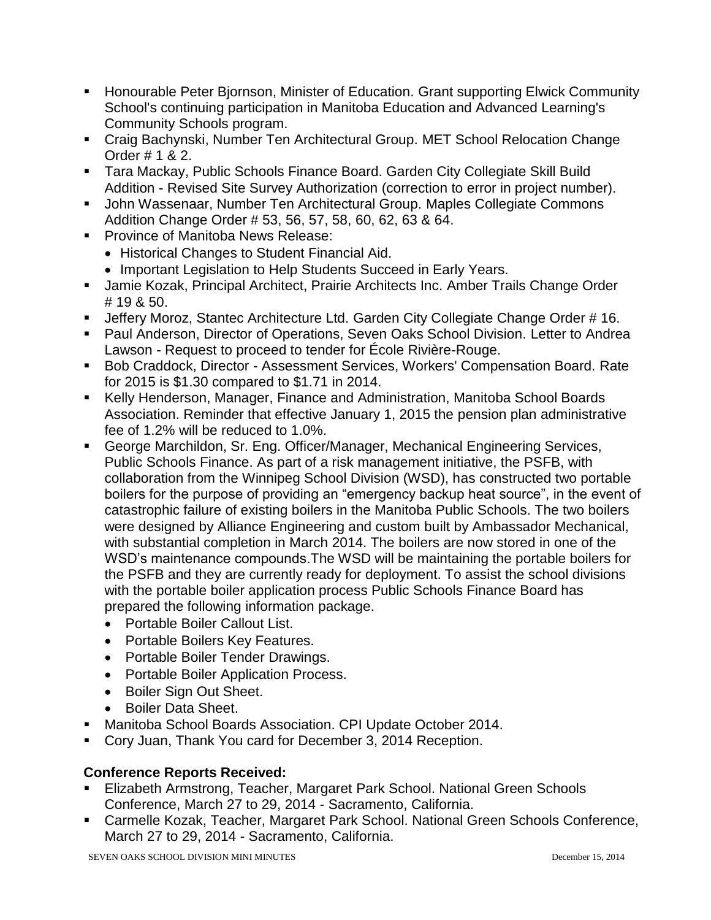- Honourable Peter Bjornson, Minister of Education. Grant supporting Elwick Community School's continuing participation in Manitoba Education and Advanced Learning's Community Schools program.
- Craig Bachynski, Number Ten Architectural Group. MET School Relocation Change Order # 1 & 2.
- Tara Mackay, Public Schools Finance Board. Garden City Collegiate Skill Build Addition - Revised Site Survey Authorization (correction to error in project number).
- John Wassenaar, Number Ten Architectural Group. Maples Collegiate Commons Addition Change Order # 53, 56, 57, 58, 60, 62, 63 & 64.
- Province of Manitoba News Release:
  - Historical Changes to Student Financial Aid.
  - Important Legislation to Help Students Succeed in Early Years.
- Jamie Kozak, Principal Architect, Prairie Architects Inc. Amber Trails Change Order # 19 & 50.
- Jeffery Moroz, Stantec Architecture Ltd. Garden City Collegiate Change Order # 16.
- Paul Anderson, Director of Operations, Seven Oaks School Division. Letter to Andrea Lawson - Request to proceed to tender for École Rivière-Rouge.
- Bob Craddock, Director - Assessment Services, Workers' Compensation Board. Rate for 2015 is $1.30 compared to $1.71 in 2014.
- Kelly Henderson, Manager, Finance and Administration, Manitoba School Boards Association. Reminder that effective January 1, 2015 the pension plan administrative fee of 1.2% will be reduced to 1.0%.
- George Marchildon, Sr. Eng. Officer/Manager, Mechanical Engineering Services, Public Schools Finance. As part of a risk management initiative, the PSFB, with collaboration from the Winnipeg School Division (WSD), has constructed two portable boilers for the purpose of providing an "emergency backup heat source", in the event of catastrophic failure of existing boilers in the Manitoba Public Schools. The two boilers were designed by Alliance Engineering and custom built by Ambassador Mechanical, with substantial completion in March 2014. The boilers are now stored in one of the WSD's maintenance compounds.The WSD will be maintaining the portable boilers for the PSFB and they are currently ready for deployment. To assist the school divisions with the portable boiler application process Public Schools Finance Board has prepared the following information package.
  - Portable Boiler Callout List.
  - Portable Boilers Key Features.
  - Portable Boiler Tender Drawings.
  - Portable Boiler Application Process.
  - Boiler Sign Out Sheet.
  - Boiler Data Sheet.
- Manitoba School Boards Association. CPI Update October 2014.
- Cory Juan, Thank You card for December 3, 2014 Reception.

**Conference Reports Received:**

- Elizabeth Armstrong, Teacher, Margaret Park School. National Green Schools Conference, March 27 to 29, 2014 - Sacramento, California.
- Carmelle Kozak, Teacher, Margaret Park School. National Green Schools Conference, March 27 to 29, 2014 - Sacramento, California.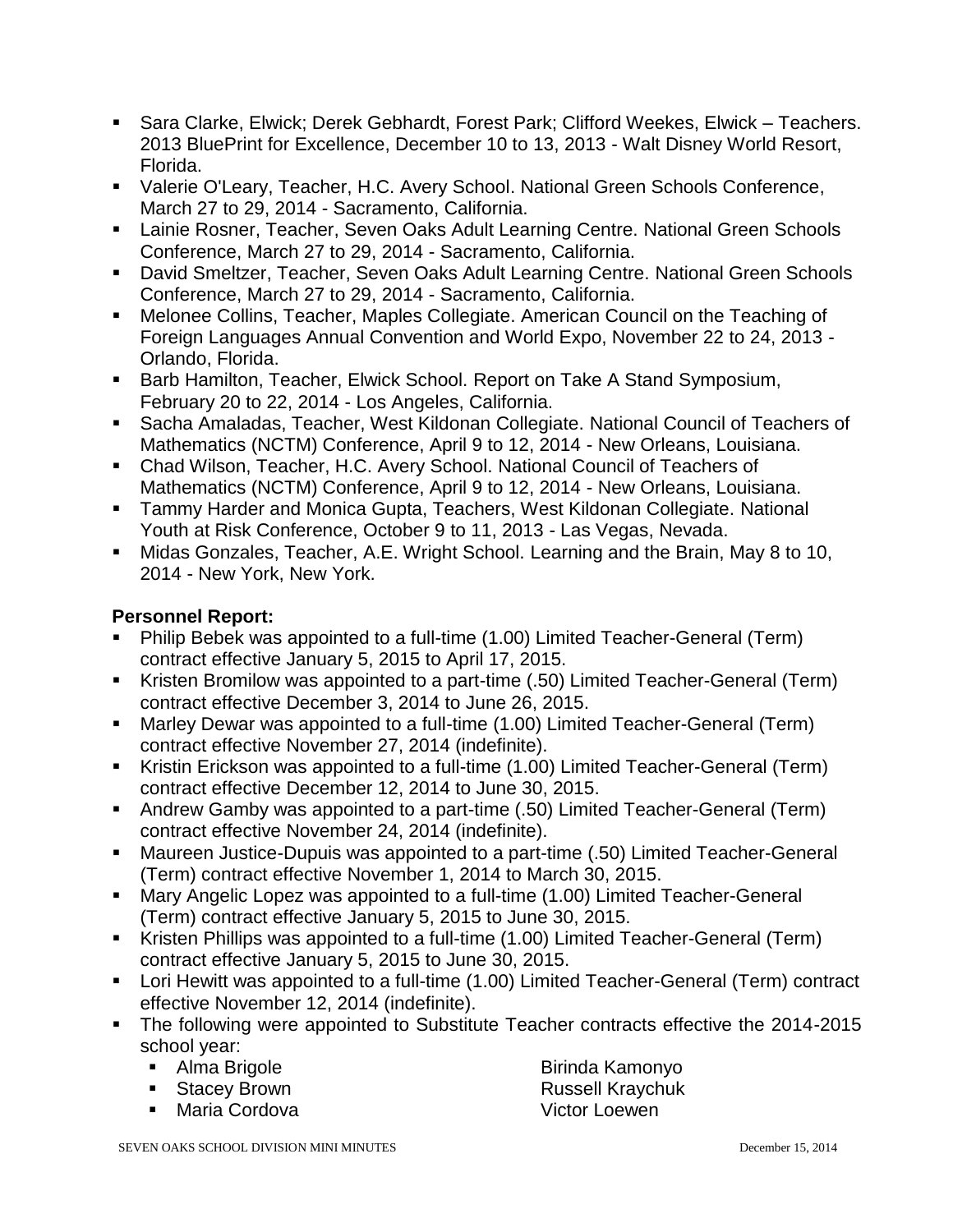- Sara Clarke, Elwick; Derek Gebhardt, Forest Park; Clifford Weekes, Elwick – Teachers. 2013 BluePrint for Excellence, December 10 to 13, 2013 - Walt Disney World Resort, Florida.
- Valerie O'Leary, Teacher, H.C. Avery School. National Green Schools Conference, March 27 to 29, 2014 - Sacramento, California.
- Lainie Rosner, Teacher, Seven Oaks Adult Learning Centre. National Green Schools Conference, March 27 to 29, 2014 - Sacramento, California.
- David Smeltzer, Teacher, Seven Oaks Adult Learning Centre. National Green Schools Conference, March 27 to 29, 2014 - Sacramento, California.
- Melonee Collins, Teacher, Maples Collegiate. American Council on the Teaching of Foreign Languages Annual Convention and World Expo, November 22 to 24, 2013 - Orlando, Florida.
- Barb Hamilton, Teacher, Elwick School. Report on Take A Stand Symposium, February 20 to 22, 2014 - Los Angeles, California.
- Sacha Amaladas, Teacher, West Kildonan Collegiate. National Council of Teachers of Mathematics (NCTM) Conference, April 9 to 12, 2014 - New Orleans, Louisiana.
- Chad Wilson, Teacher, H.C. Avery School. National Council of Teachers of Mathematics (NCTM) Conference, April 9 to 12, 2014 - New Orleans, Louisiana.
- Tammy Harder and Monica Gupta, Teachers, West Kildonan Collegiate. National Youth at Risk Conference, October 9 to 11, 2013 - Las Vegas, Nevada.
- Midas Gonzales, Teacher, A.E. Wright School. Learning and the Brain, May 8 to 10, 2014 - New York, New York.

**Personnel Report:**

- Philip Bebek was appointed to a full-time (1.00) Limited Teacher-General (Term) contract effective January 5, 2015 to April 17, 2015.
- Kristen Bromilow was appointed to a part-time (.50) Limited Teacher-General (Term) contract effective December 3, 2014 to June 26, 2015.
- Marley Dewar was appointed to a full-time (1.00) Limited Teacher-General (Term) contract effective November 27, 2014 (indefinite).
- Kristin Erickson was appointed to a full-time (1.00) Limited Teacher-General (Term) contract effective December 12, 2014 to June 30, 2015.
- Andrew Gamby was appointed to a part-time (.50) Limited Teacher-General (Term) contract effective November 24, 2014 (indefinite).
- Maureen Justice-Dupuis was appointed to a part-time (.50) Limited Teacher-General (Term) contract effective November 1, 2014 to March 30, 2015.
- Mary Angelic Lopez was appointed to a full-time (1.00) Limited Teacher-General (Term) contract effective January 5, 2015 to June 30, 2015.
- Kristen Phillips was appointed to a full-time (1.00) Limited Teacher-General (Term) contract effective January 5, 2015 to June 30, 2015.
- Lori Hewitt was appointed to a full-time (1.00) Limited Teacher-General (Term) contract effective November 12, 2014 (indefinite).
- The following were appointed to Substitute Teacher contracts effective the 2014-2015 school year:
  - Alma Brigole
  - Stacey Brown
  - Maria Cordova
  - Birinda Kamonyo
  - Russell Kraychuk
  - Victor Loewen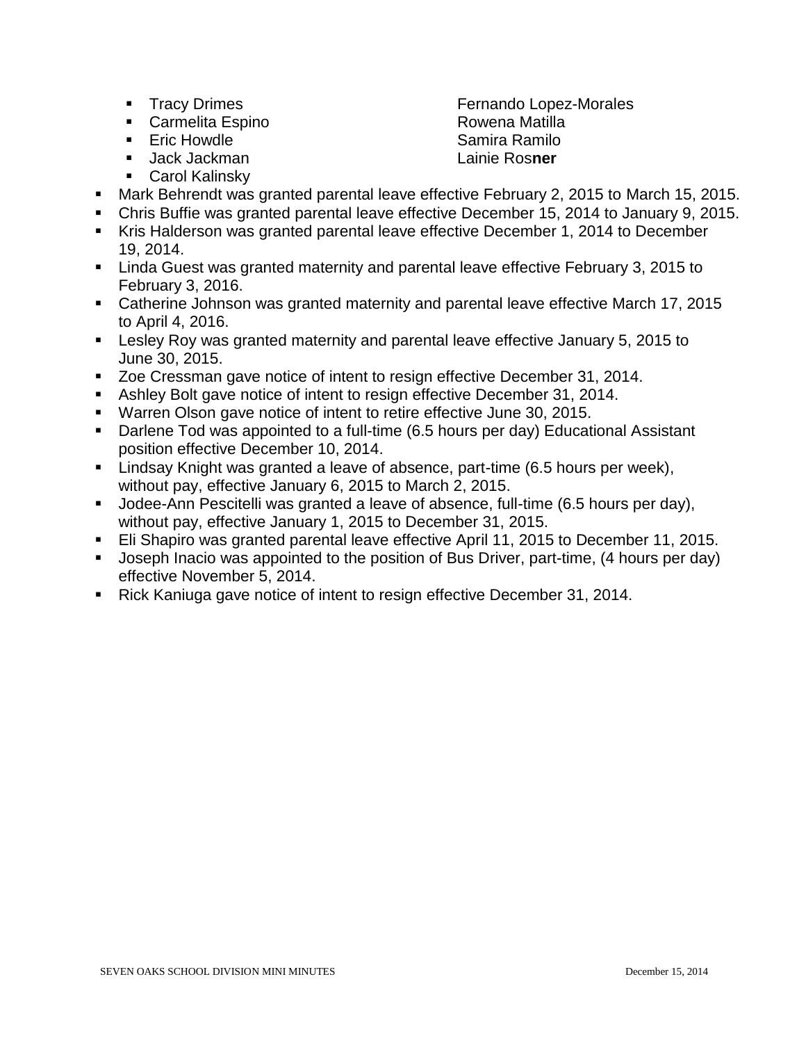- Tracy Drimes
- Carmelita Espino
- Eric Howdle
- Jack Jackman
- Carol Kalinsky
- Fernando Lopez-Morales
- Rowena Matilla
- Samira Ramilo
- Lainie Ros**ner**

- Mark Behrendt was granted parental leave effective February 2, 2015 to March 15, 2015.
- Chris Buffie was granted parental leave effective December 15, 2014 to January 9, 2015.
- Kris Halderson was granted parental leave effective December 1, 2014 to December 19, 2014.
- Linda Guest was granted maternity and parental leave effective February 3, 2015 to February 3, 2016.
- Catherine Johnson was granted maternity and parental leave effective March 17, 2015 to April 4, 2016.
- Lesley Roy was granted maternity and parental leave effective January 5, 2015 to June 30, 2015.
- Zoe Cressman gave notice of intent to resign effective December 31, 2014.
- Ashley Bolt gave notice of intent to resign effective December 31, 2014.
- Warren Olson gave notice of intent to retire effective June 30, 2015.
- Darlene Tod was appointed to a full-time (6.5 hours per day) Educational Assistant position effective December 10, 2014.
- Lindsay Knight was granted a leave of absence, part-time (6.5 hours per week), without pay, effective January 6, 2015 to March 2, 2015.
- Jodee-Ann Pescitelli was granted a leave of absence, full-time (6.5 hours per day), without pay, effective January 1, 2015 to December 31, 2015.
- Eli Shapiro was granted parental leave effective April 11, 2015 to December 11, 2015.
- Joseph Inacio was appointed to the position of Bus Driver, part-time, (4 hours per day) effective November 5, 2014.
- Rick Kaniuga gave notice of intent to resign effective December 31, 2014.